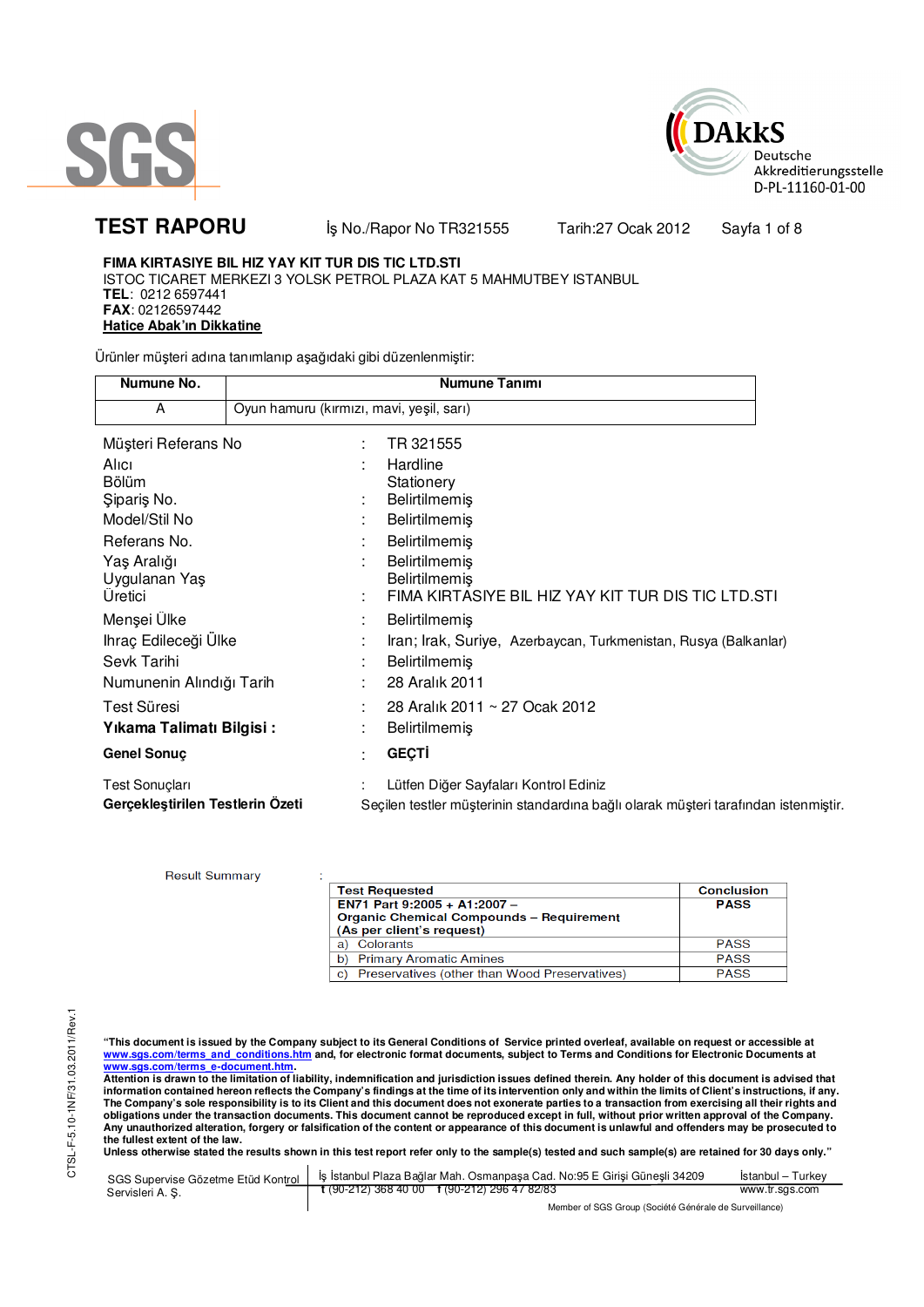SGS

DAkkS Deutsche Akkreditierungsstelle D-PL-11160-01-00

# TEST RAPORU

İş No./Rapor No TR321555 Tarih:27 Ocak 2012

**FIMA KIRTASIYE BIL HIZ YAY KIT TUR DIS TIC LTD.STI**
ISTOC TICARET MERKEZI 3 YOLSK PETROL PLAZA KAT 5 MAHMUTBEY ISTANBUL
**TEL**: 0212 6597441
**FAX**: 02126597442
**Hatice Abak'ın Dikkatine**

Ürünler müşteri adına tanımlanıp aşağıdaki gibi düzenlenmiştir:

| Numune No. | Numune Tanımı |
|---|---|
| A | Oyun hamuru (kırmızı, mavi, yeşil, sarı) |

| | | |
|---|---|---|
| Müşteri Referans No | : | TR 321555 |
| Alıcı | : | Hardline |
| Bölüm | | Stationery |
| Şipariş No. | : | Belirtilmemiş |
| Model/Stil No | : | Belirtilmemiş |
| Referans No. | : | Belirtilmemiş |
| Yaş Aralığı | : | Belirtilmemiş |
| Uygulanan Yaş | | Belirtilmemiş |
| Üretici | : | FIMA KIRTASIYE BIL HIZ YAY KIT TUR DIS TIC LTD.STI |
| Menşei Ülke | : | Belirtilmemiş |
| Ihraç Edileceği Ülke | : | Iran; Irak, Suriye, Azerbaycan, Turkmenistan, Rusya (Balkanlar) |
| Sevk Tarihi | : | Belirtilmemiş |
| Numunenin Alındığı Tarih | : | 28 Aralık 2011 |
| Test Süresi | : | 28 Aralık 2011 ~ 27 Ocak 2012 |
| **Yıkama Talimatı Bilgisi :** | : | Belirtilmemiş |
| **Genel Sonuç** | : | **GEÇTİ** |
| Test Sonuçları | : | Lütfen Diğer Sayfaları Kontrol Ediniz |

**Gerçekleştirilen Testlerin Özeti** Seçilen testler müşterinin standardına bağlı olarak müşteri tarafından istenmiştir.

Result Summary :

| Test Requested | Conclusion |
|---|---|
| **EN71 Part 9:2005 + A1:2007 – Organic Chemical Compounds – Requirement (As per client's request)** | **PASS** |
| a) Colorants | PASS |
| b) Primary Aromatic Amines | PASS |
| c) Preservatives (other than Wood Preservatives) | PASS |

**"This document is issued by the Company subject to its General Conditions of Service printed overleaf, available on request or accessible at www.sgs.com/terms_and_conditions.htm and, for electronic format documents, subject to Terms and Conditions for Electronic Documents at www.sgs.com/terms_e-document.htm. Attention is drawn to the limitation of liability, indemnification and jurisdiction issues defined therein. Any holder of this document is advised that information contained hereon reflects the Company's findings at the time of its intervention only and within the limits of Client's instructions, if any. The Company's sole responsibility is to its Client and this document does not exonerate parties to a transaction from exercising all their rights and obligations under the transaction documents. This document cannot be reproduced except in full, without prior written approval of the Company. Any unauthorized alteration, forgery or falsification of the content or appearance of this document is unlawful and offenders may be prosecuted to the fullest extent of the law. Unless otherwise stated the results shown in this test report refer only to the sample(s) tested and such sample(s) are retained for 30 days only."**

CTSL-F-5.10-1NF/31.03.2011/Rev.1

SGS Supervise Gözetme Etüd Kontrol Servisleri A. Ş. | İş İstanbul Plaza Bağlar Mah. Osmanpaşa Cad. No:95 E Girişi Güneşli 34209 t (90-212) 368 40 00 f (90-212) 296 47 82/83 | İstanbul – Turkey www.tr.sgs.com

Member of SGS Group (Société Générale de Surveillance)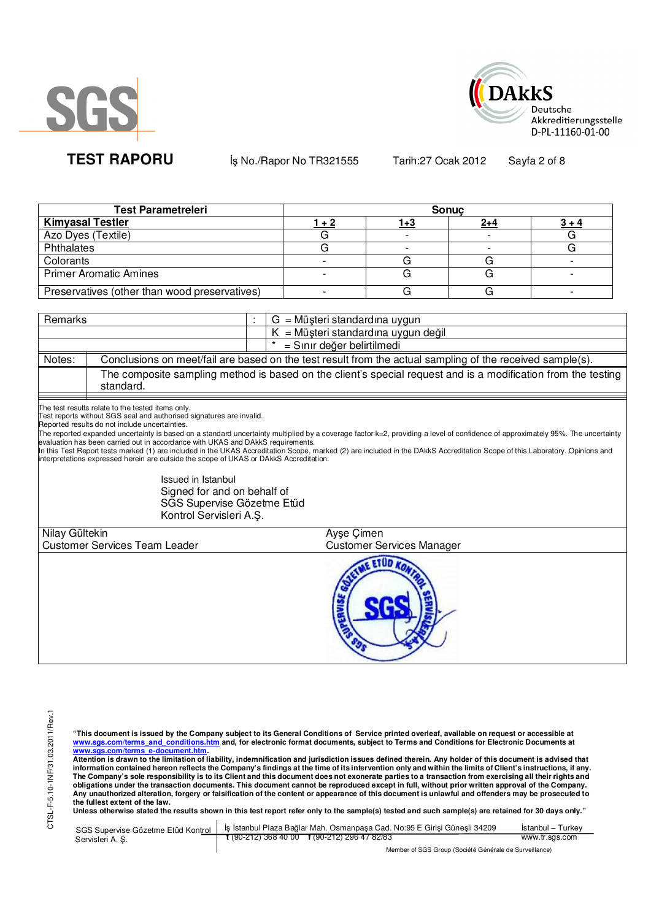**TEST RAPORU** İş No./Rapor No TR321555 Tarih:27 Ocak 2012

| Test Parametreleri | Sonuç | | | |
|---|---|---|---|---|
| **Kimyasal Testler** | **1 + 2** | **1+3** | **2+4** | **3 + 4** |
| Azo Dyes (Textile) | G | - | - | G |
| Phthalates | G | - | - | G |
| Colorants | - | G | G | - |
| Primer Aromatic Amines | - | G | G | - |
| Preservatives (other than wood preservatives) | - | G | G | - |

| Remarks | : | G = Müşteri standardına uygun |
|---|---|---|
| | | K = Müşteri standardına uygun değil |
| | | * = Sınır değer belirtilmedi |

| Notes: | Conclusions on meet/fail are based on the test result from the actual sampling of the received sample(s). |
|---|---|
| | The composite sampling method is based on the client's special request and is a modification from the testing standard. |

The test results relate to the tested items only.
Test reports without SGS seal and authorised signatures are invalid.
Reported results do not include uncertainties.
The reported expanded uncertainty is based on a standard uncertainty multiplied by a coverage factor k=2, providing a level of confidence of approximately 95%. The uncertainty evaluation has been carried out in accordance with UKAS and DAkkS requirements.
In this Test Report tests marked (1) are included in the UKAS Accreditation Scope, marked (2) are included in the DAkkS Accreditation Scope of this Laboratory. Opinions and interpretations expressed herein are outside the scope of UKAS or DAkkS Accreditation.

Issued in Istanbul
Signed for and on behalf of
SGS Supervise Gözetme Etüd
Kontrol Servisleri A.Ş.

| Nilay Gültekin<br>Customer Services Team Leader | Ayşe Çimen<br>Customer Services Manager |
|---|---|

**"This document is issued by the Company subject to its General Conditions of Service printed overleaf, available on request or accessible at www.sgs.com/terms_and_conditions.htm and, for electronic format documents, subject to Terms and Conditions for Electronic Documents at www.sgs.com/terms_e-document.htm.**
**Attention is drawn to the limitation of liability, indemnification and jurisdiction issues defined therein. Any holder of this document is advised that information contained hereon reflects the Company's findings at the time of its intervention only and within the limits of Client's instructions, if any. The Company's sole responsibility is to its Client and this document does not exonerate parties to a transaction from exercising all their rights and obligations under the transaction documents. This document cannot be reproduced except in full, without prior written approval of the Company. Any unauthorized alteration, forgery or falsification of the content or appearance of this document is unlawful and offenders may be prosecuted to the fullest extent of the law.**
**Unless otherwise stated the results shown in this test report refer only to the sample(s) tested and such sample(s) are retained for 30 days only."**

SGS Supervise Gözetme Etüd Kontrol Servisleri A. Ş. | İş İstanbul Plaza Bağlar Mah. Osmanpaşa Cad. No:95 E Girişi Güneşli 34209 t (90-212) 368 40 00 f (90-212) 296 47 82/83 | İstanbul – Turkey www.tr.sgs.com

Member of SGS Group (Société Générale de Surveillance)

CTSL-F-5.10-1NF/31.03.2011/Rev.1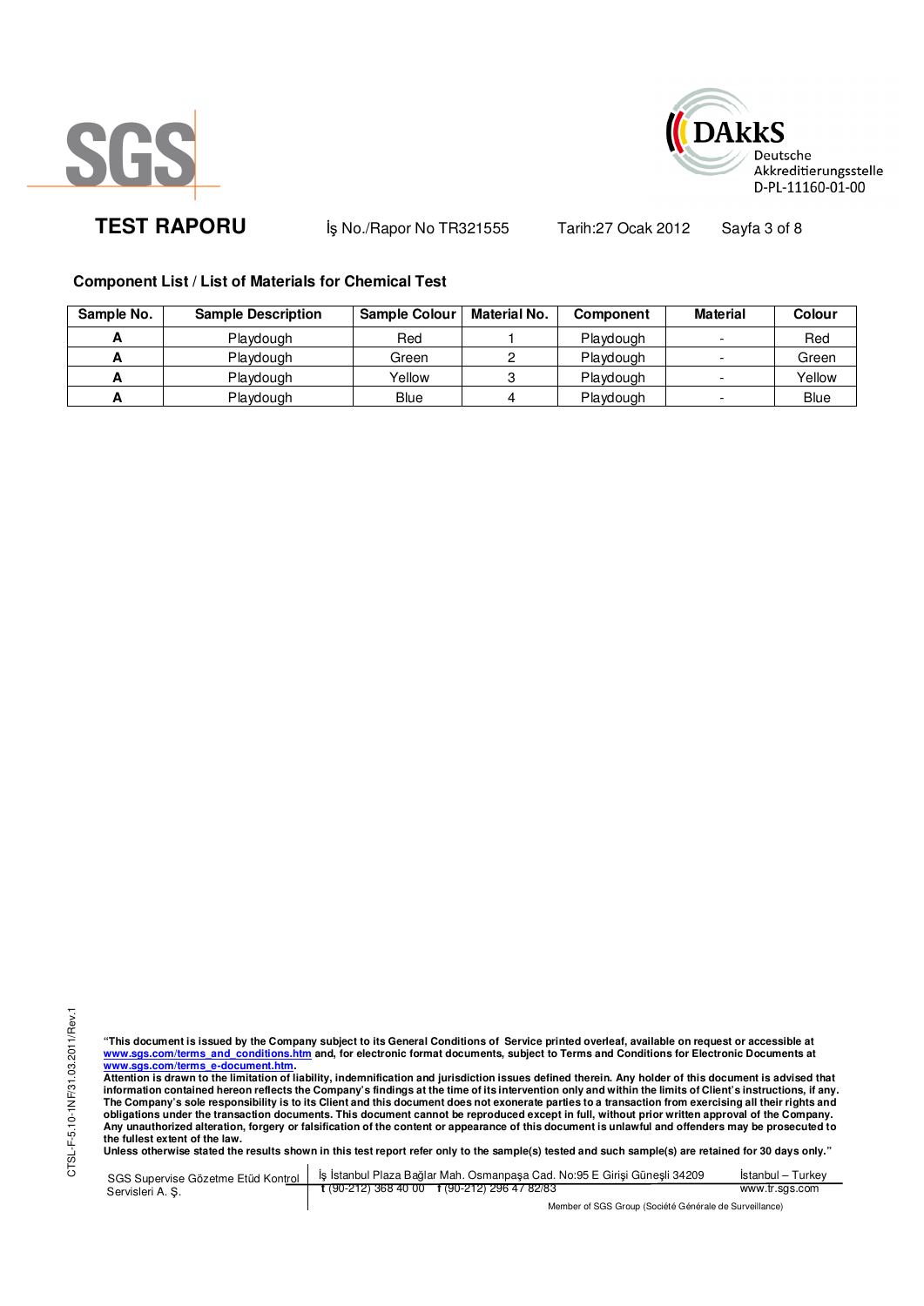**TEST RAPORU** İş No./Rapor No TR321555 Tarih:27 Ocak 2012

### Component List / List of Materials for Chemical Test

| Sample No. | Sample Description | Sample Colour | Material No. | Component | Material | Colour |
|---|---|---|---|---|---|---|
| **A** | Playdough | Red | 1 | Playdough | - | Red |
| **A** | Playdough | Green | 2 | Playdough | - | Green |
| **A** | Playdough | Yellow | 3 | Playdough | - | Yellow |
| **A** | Playdough | Blue | 4 | Playdough | - | Blue |

CTSL-F-5.10-1NF/31.03.2011/Rev.1

**"This document is issued by the Company subject to its General Conditions of Service printed overleaf, available on request or accessible at www.sgs.com/terms_and_conditions.htm and, for electronic format documents, subject to Terms and Conditions for Electronic Documents at www.sgs.com/terms_e-document.htm.**
**Attention is drawn to the limitation of liability, indemnification and jurisdiction issues defined therein. Any holder of this document is advised that information contained hereon reflects the Company's findings at the time of its intervention only and within the limits of Client's instructions, if any. The Company's sole responsibility is to its Client and this document does not exonerate parties to a transaction from exercising all their rights and obligations under the transaction documents. This document cannot be reproduced except in full, without prior written approval of the Company. Any unauthorized alteration, forgery or falsification of the content or appearance of this document is unlawful and offenders may be prosecuted to the fullest extent of the law.**
**Unless otherwise stated the results shown in this test report refer only to the sample(s) tested and such sample(s) are retained for 30 days only."**

SGS Supervise Gözetme Etüd Kontrol Servisleri A. Ş. | İş İstanbul Plaza Bağlar Mah. Osmanpaşa Cad. No:95 E Girişi Güneşli 34209 | İstanbul – Turkey
t (90-212) 368 40 00 f (90-212) 296 47 82/83 | www.tr.sgs.com

Member of SGS Group (Société Générale de Surveillance)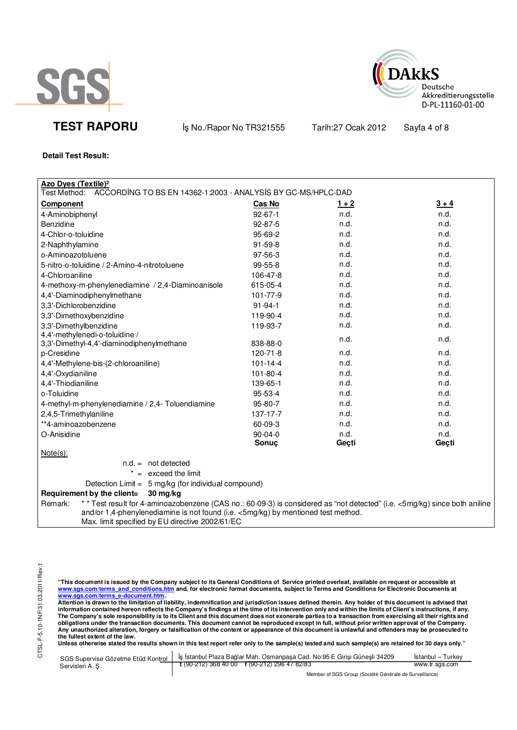SGS

DAkkS Deutsche Akkreditierungsstelle D-PL-11160-01-00

**TEST RAPORU** İş No./Rapor No TR321555 Tarih:27 Ocak 2012

**Detail Test Result:**

**Azo Dyes (Textile)**[2]

Test Method: ACCORDİNG TO BS EN 14362-1:2003 - ANALYSİS BY GC-MS/HPLC-DAD

| **Component** | **Cas No** | **1 + 2** | **3 + 4** |
|---|---|---|---|
| 4-Aminobiphenyl | 92-67-1 | n.d. | n.d. |
| Benzidine | 92-87-5 | n.d. | n.d. |
| 4-Chlor-o-toluidine | 95-69-2 | n.d. | n.d. |
| 2-Naphthylamine | 91-59-8 | n.d. | n.d. |
| o-Aminoazotoluene | 97-56-3 | n.d. | n.d. |
| 5-nitro-o-toluidine / 2-Amino-4-nitrotoluene | 99-55-8 | n.d. | n.d. |
| 4-Chloroaniline | 106-47-8 | n.d. | n.d. |
| 4-methoxy-m-phenylenediamine / 2,4-Diaminoanisole | 615-05-4 | n.d. | n.d. |
| 4,4'-Diaminodiphenylmethane | 101-77-9 | n.d. | n.d. |
| 3,3'-Dichlorobenzidine | 91-94-1 | n.d. | n.d. |
| 3,3'-Dimethoxybenzidine | 119-90-4 | n.d. | n.d. |
| 3,3'-Dimethylbenzidine | 119-93-7 | n.d. | n.d. |
| 4,4'-methylenedi-o-toluidine / 3,3'-Dimethyl-4,4'-diaminodiphenylmethane | 838-88-0 | n.d. | n.d. |
| p-Cresidine | 120-71-8 | n.d. | n.d. |
| 4,4'-Methylene-bis-(2-chloroaniline) | 101-14-4 | n.d. | n.d. |
| 4,4'-Oxydianiline | 101-80-4 | n.d. | n.d. |
| 4,4'-Thiodianiline | 139-65-1 | n.d. | n.d. |
| o-Toluidine | 95-53-4 | n.d. | n.d. |
| 4-methyl-m-phenylenediamine / 2,4- Toluendiamine | 95-80-7 | n.d. | n.d. |
| 2,4,5-Trimethylaniline | 137-17-7 | n.d. | n.d. |
| **4-aminoazobenzene | 60-09-3 | n.d. | n.d. |
| O-Anisidine | 90-04-0 | n.d. | n.d. |
| | **Sonuç** | **Geçti** | **Geçti** |

Note(s):

n.d. = not detected

\* = exceed the limit

Detection Limit = 5 mg/kg (for individual compound)

**Requirement by the client= 30 mg/kg**

Remark: * * Test result for 4-aminoazobenzene (CAS no.: 60-09-3) is considered as "not detected" (i.e. <5mg/kg) since both aniline and/or 1,4-phenylenediamine is not found (i.e. <5mg/kg) by mentioned test method.
Max. limit specified by EU directive 2002/61/EC

CTSL-F-5.10-1NF/31.03.2011/Rev.1

**"This document is issued by the Company subject to its General Conditions of Service printed overleaf, available on request or accessible at www.sgs.com/terms_and_conditions.htm and, for electronic format documents, subject to Terms and Conditions for Electronic Documents at www.sgs.com/terms_e-document.htm.**
**Attention is drawn to the limitation of liability, indemnification and jurisdiction issues defined therein. Any holder of this document is advised that information contained hereon reflects the Company's findings at the time of its intervention only and within the limits of Client's instructions, if any. The Company's sole responsibility is to its Client and this document does not exonerate parties to a transaction from exercising all their rights and obligations under the transaction documents. This document cannot be reproduced except in full, without prior written approval of the Company. Any unauthorized alteration, forgery or falsification of the content or appearance of this document is unlawful and offenders may be prosecuted to the fullest extent of the law.**
**Unless otherwise stated the results shown in this test report refer only to the sample(s) tested and such sample(s) are retained for 30 days only."**

SGS Supervise Gözetme Etüd Kontrol Servisleri A. Ş. | İş İstanbul Plaza Bağlar Mah. Osmanpaşa Cad. No:95 E Girişi Güneşli 34209 t (90-212) 368 40 00 f (90-212) 296 47 82/83 | İstanbul – Turkey www.tr.sgs.com

Member of SGS Group (Société Générale de Surveillance)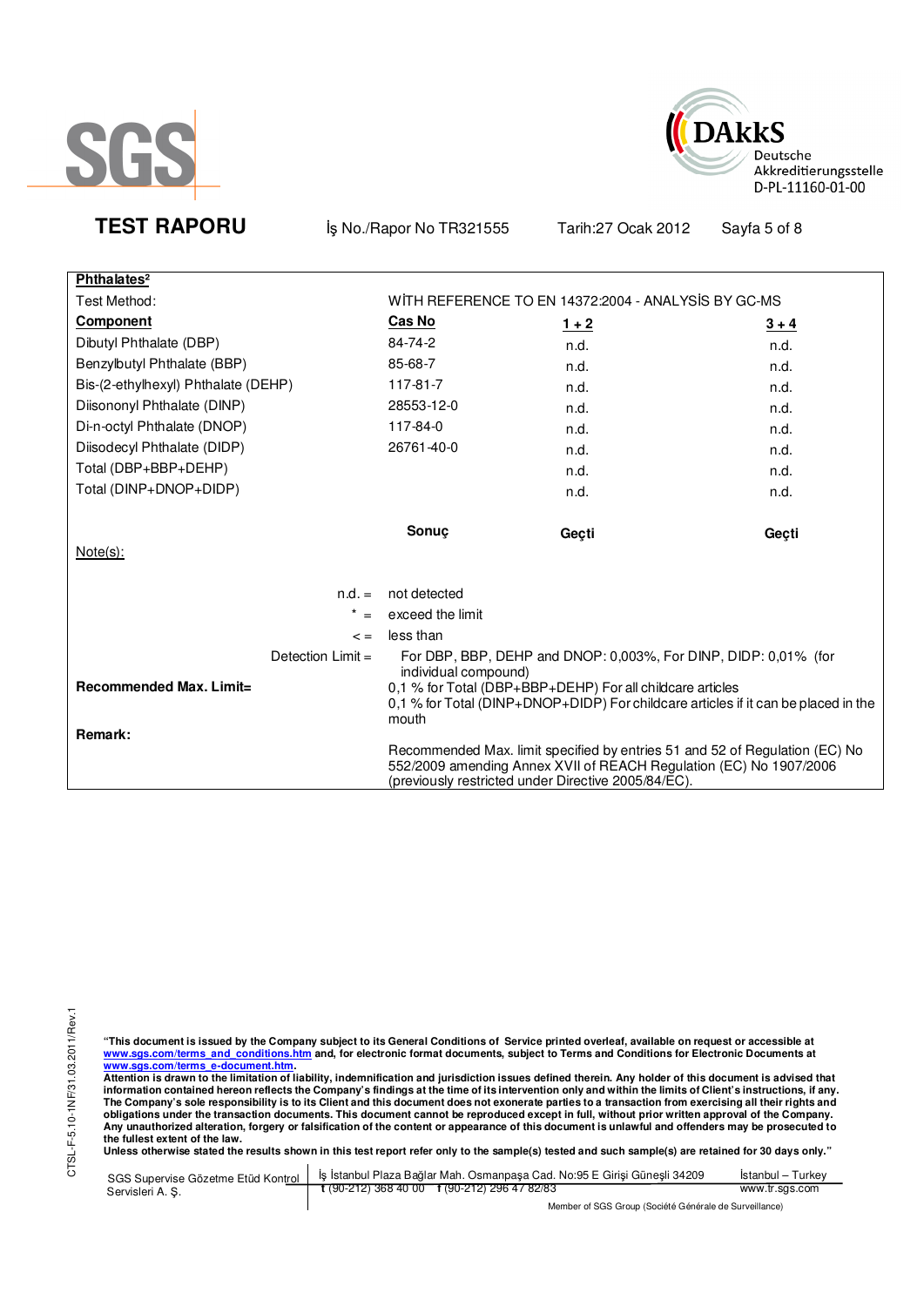**Phthalates[2]**

| Test Method: | WİTH REFERENCE TO EN 14372:2004 - ANALYSİS BY GC-MS | | |
|---|---|---|---|
| **Component** | **Cas No** | **1 + 2** | **3 + 4** |
| Dibutyl Phthalate (DBP) | 84-74-2 | n.d. | n.d. |
| Benzylbutyl Phthalate (BBP) | 85-68-7 | n.d. | n.d. |
| Bis-(2-ethylhexyl) Phthalate (DEHP) | 117-81-7 | n.d. | n.d. |
| Diisononyl Phthalate (DINP) | 28553-12-0 | n.d. | n.d. |
| Di-n-octyl Phthalate (DNOP) | 117-84-0 | n.d. | n.d. |
| Diisodecyl Phthalate (DIDP) | 26761-40-0 | n.d. | n.d. |
| Total (DBP+BBP+DEHP) | | n.d. | n.d. |
| Total (DINP+DNOP+DIDP) | | n.d. | n.d. |
| | **Sonuç** | **Geçti** | **Geçti** |

Note(s):

n.d. = not detected

\* = exceed the limit

< = less than

Detection Limit = For DBP, BBP, DEHP and DNOP: 0,003%, For DINP, DIDP: 0,01% (for individual compound)

**Recommended Max. Limit=** 0,1 % for Total (DBP+BBP+DEHP) For all childcare articles
0,1 % for Total (DINP+DNOP+DIDP) For childcare articles if it can be placed in the mouth

**Remark:**

Recommended Max. limit specified by entries 51 and 52 of Regulation (EC) No 552/2009 amending Annex XVII of REACH Regulation (EC) No 1907/2006 (previously restricted under Directive 2005/84/EC).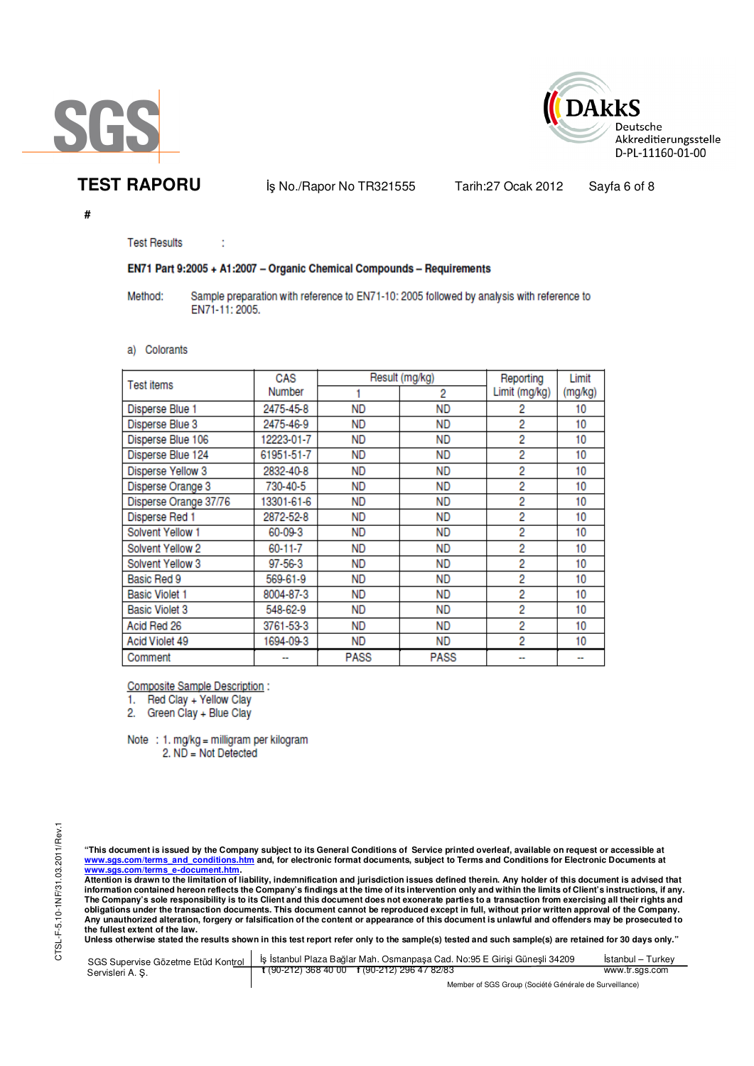**TEST RAPORU** İş No./Rapor No TR321555 Tarih:27 Ocak 2012

#

Test Results :

**EN71 Part 9:2005 + A1:2007 – Organic Chemical Compounds – Requirements**

Method: Sample preparation with reference to EN71-10: 2005 followed by analysis with reference to EN71-11: 2005.

a) Colorants

| Test items | CAS Number | Result (mg/kg) | | Reporting Limit (mg/kg) | Limit (mg/kg) |
|---|---|---|---|---|---|
| | | 1 | 2 | | |
| Disperse Blue 1 | 2475-45-8 | ND | ND | 2 | 10 |
| Disperse Blue 3 | 2475-46-9 | ND | ND | 2 | 10 |
| Disperse Blue 106 | 12223-01-7 | ND | ND | 2 | 10 |
| Disperse Blue 124 | 61951-51-7 | ND | ND | 2 | 10 |
| Disperse Yellow 3 | 2832-40-8 | ND | ND | 2 | 10 |
| Disperse Orange 3 | 730-40-5 | ND | ND | 2 | 10 |
| Disperse Orange 37/76 | 13301-61-6 | ND | ND | 2 | 10 |
| Disperse Red 1 | 2872-52-8 | ND | ND | 2 | 10 |
| Solvent Yellow 1 | 60-09-3 | ND | ND | 2 | 10 |
| Solvent Yellow 2 | 60-11-7 | ND | ND | 2 | 10 |
| Solvent Yellow 3 | 97-56-3 | ND | ND | 2 | 10 |
| Basic Red 9 | 569-61-9 | ND | ND | 2 | 10 |
| Basic Violet 1 | 8004-87-3 | ND | ND | 2 | 10 |
| Basic Violet 3 | 548-62-9 | ND | ND | 2 | 10 |
| Acid Red 26 | 3761-53-3 | ND | ND | 2 | 10 |
| Acid Violet 49 | 1694-09-3 | ND | ND | 2 | 10 |
| Comment | -- | PASS | PASS | -- | -- |

Composite Sample Description :

1. Red Clay + Yellow Clay
2. Green Clay + Blue Clay

Note : 1. mg/kg = milligram per kilogram
2. ND = Not Detected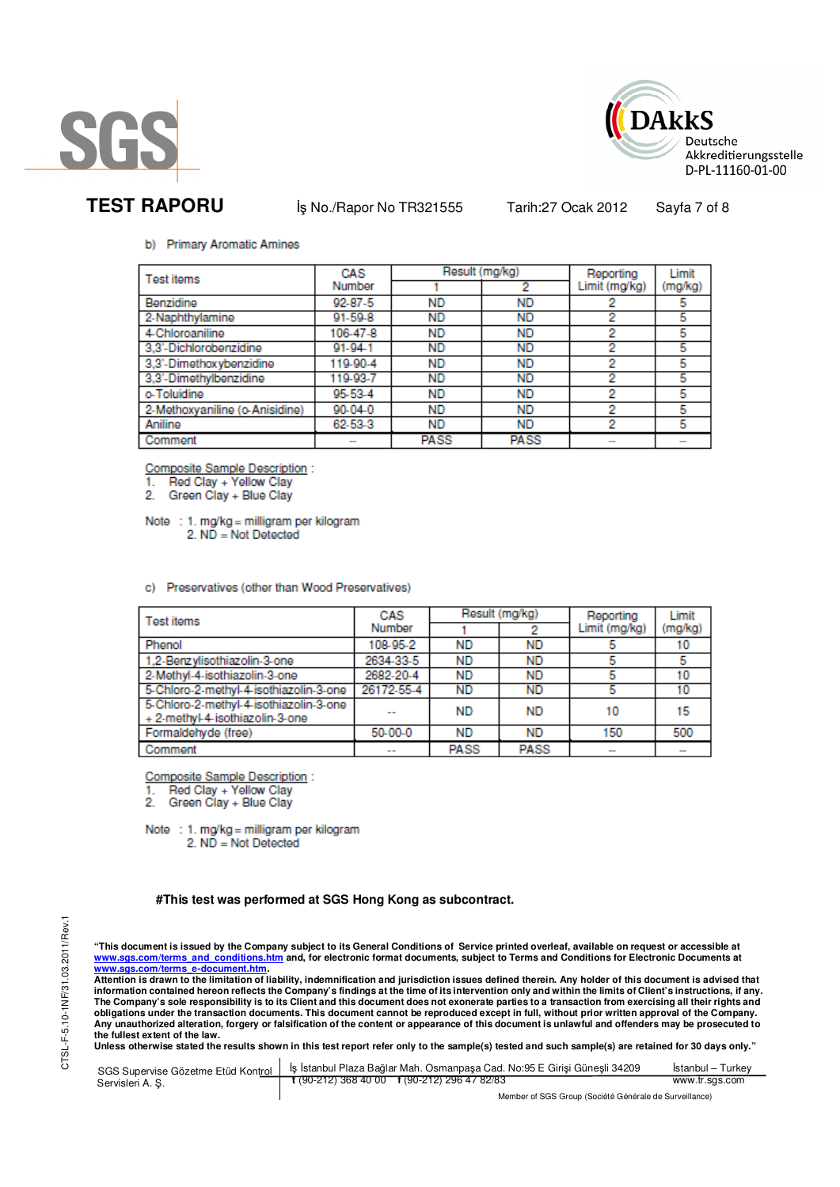**TEST RAPORU** İş No./Rapor No TR321555 Tarih:27 Ocak 2012

b) Primary Aromatic Amines

| Test items | CAS Number | Result (mg/kg) | | Reporting Limit (mg/kg) | Limit (mg/kg) |
|---|---|---|---|---|---|
| | | 1 | 2 | | |
| Benzidine | 92-87-5 | ND | ND | 2 | 5 |
| 2-Naphthylamine | 91-59-8 | ND | ND | 2 | 5 |
| 4-Chloroaniline | 106-47-8 | ND | ND | 2 | 5 |
| 3,3'-Dichlorobenzidine | 91-94-1 | ND | ND | 2 | 5 |
| 3,3'-Dimethoxybenzidine | 119-90-4 | ND | ND | 2 | 5 |
| 3,3'-Dimethylbenzidine | 119-93-7 | ND | ND | 2 | 5 |
| o-Toluidine | 95-53-4 | ND | ND | 2 | 5 |
| 2-Methoxyaniline (o-Anisidine) | 90-04-0 | ND | ND | 2 | 5 |
| Aniline | 62-53-3 | ND | ND | 2 | 5 |
| Comment | -- | PASS | PASS | -- | -- |

Composite Sample Description :
1. Red Clay + Yellow Clay
2. Green Clay + Blue Clay

Note : 1. mg/kg = milligram per kilogram
2. ND = Not Detected

c) Preservatives (other than Wood Preservatives)

| Test items | CAS Number | Result (mg/kg) | | Reporting Limit (mg/kg) | Limit (mg/kg) |
|---|---|---|---|---|---|
| | | 1 | 2 | | |
| Phenol | 108-95-2 | ND | ND | 5 | 10 |
| 1,2-Benzylisothiazolin-3-one | 2634-33-5 | ND | ND | 5 | 5 |
| 2-Methyl-4-isothiazolin-3-one | 2682-20-4 | ND | ND | 5 | 10 |
| 5-Chloro-2-methyl-4-isothiazolin-3-one | 26172-55-4 | ND | ND | 5 | 10 |
| 5-Chloro-2-methyl-4-isothiazolin-3-one + 2-methyl-4-isothiazolin-3-one | -- | ND | ND | 10 | 15 |
| Formaldehyde (free) | 50-00-0 | ND | ND | 150 | 500 |
| Comment | -- | PASS | PASS | -- | -- |

Composite Sample Description :
1. Red Clay + Yellow Clay
2. Green Clay + Blue Clay

Note : 1. mg/kg = milligram per kilogram
2. ND = Not Detected

**#This test was performed at SGS Hong Kong as subcontract.**

**"This document is issued by the Company subject to its General Conditions of Service printed overleaf, available on request or accessible at www.sgs.com/terms_and_conditions.htm and, for electronic format documents, subject to Terms and Conditions for Electronic Documents at www.sgs.com/terms_e-document.htm. Attention is drawn to the limitation of liability, indemnification and jurisdiction issues defined therein. Any holder of this document is advised that information contained hereon reflects the Company's findings at the time of its intervention only and within the limits of Client's instructions, if any. The Company's sole responsibility is to its Client and this document does not exonerate parties to a transaction from exercising all their rights and obligations under the transaction documents. This document cannot be reproduced except in full, without prior written approval of the Company. Any unauthorized alteration, forgery or falsification of the content or appearance of this document is unlawful and offenders may be prosecuted to the fullest extent of the law. Unless otherwise stated the results shown in this test report refer only to the sample(s) tested and such sample(s) are retained for 30 days only."**

SGS Supervise Gözetme Etüd Kontrol Servisleri A. Ş. | İş İstanbul Plaza Bağlar Mah. Osmanpaşa Cad. No:95 E Girişi Güneşli 34209 t (90-212) 368 40 00 f (90-212) 296 47 82/83 | İstanbul – Turkey www.tr.sgs.com

Member of SGS Group (Société Générale de Surveillance)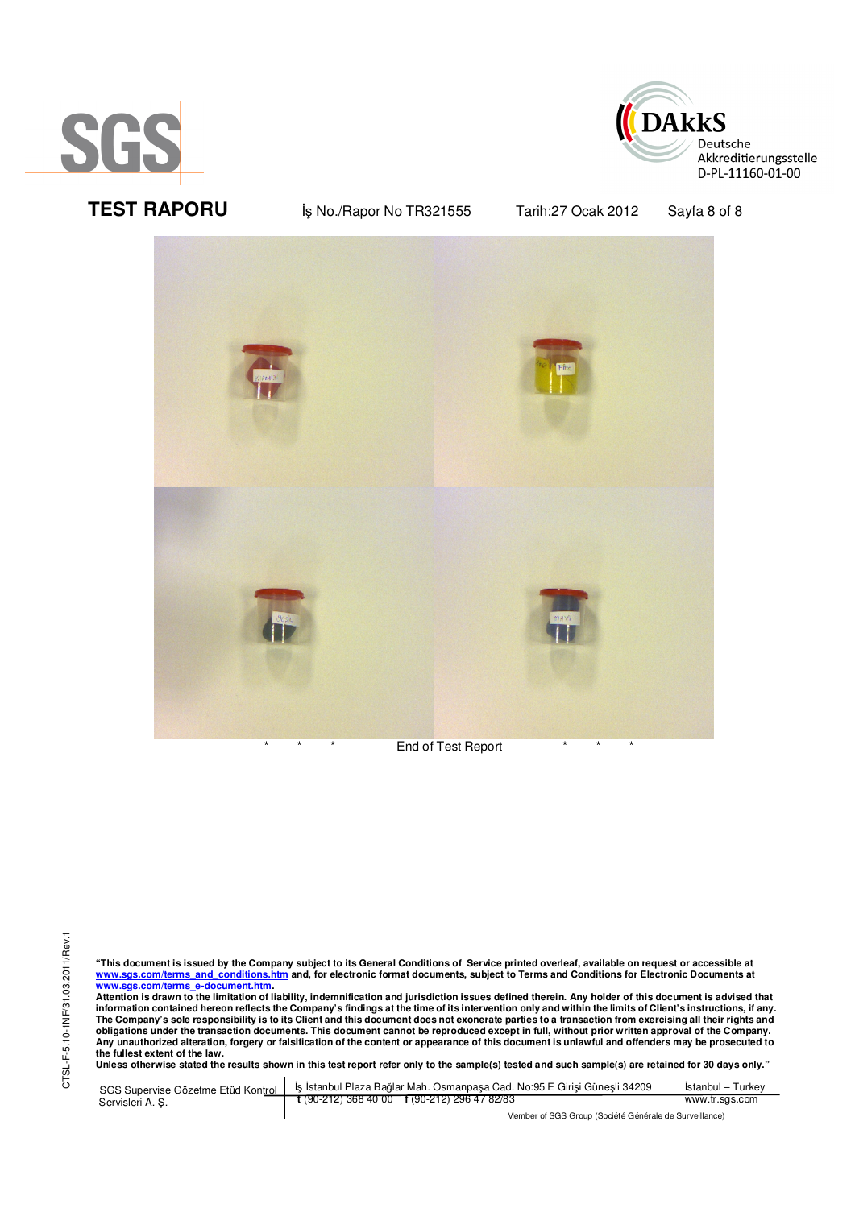\*      \*      \*      End of Test Report      \*      \*      \*

"This document is issued by the Company subject to its General Conditions of Service printed overleaf, available on request or accessible at www.sgs.com/terms_and_conditions.htm and, for electronic format documents, subject to Terms and Conditions for Electronic Documents at www.sgs.com/terms_e-document.htm.
Attention is drawn to the limitation of liability, indemnification and jurisdiction issues defined therein. Any holder of this document is advised that information contained hereon reflects the Company's findings at the time of its intervention only and within the limits of Client's instructions, if any. The Company's sole responsibility is to its Client and this document does not exonerate parties to a transaction from exercising all their rights and obligations under the transaction documents. This document cannot be reproduced except in full, without prior written approval of the Company. Any unauthorized alteration, forgery or falsification of the content or appearance of this document is unlawful and offenders may be prosecuted to the fullest extent of the law.
Unless otherwise stated the results shown in this test report refer only to the sample(s) tested and such sample(s) are retained for 30 days only."